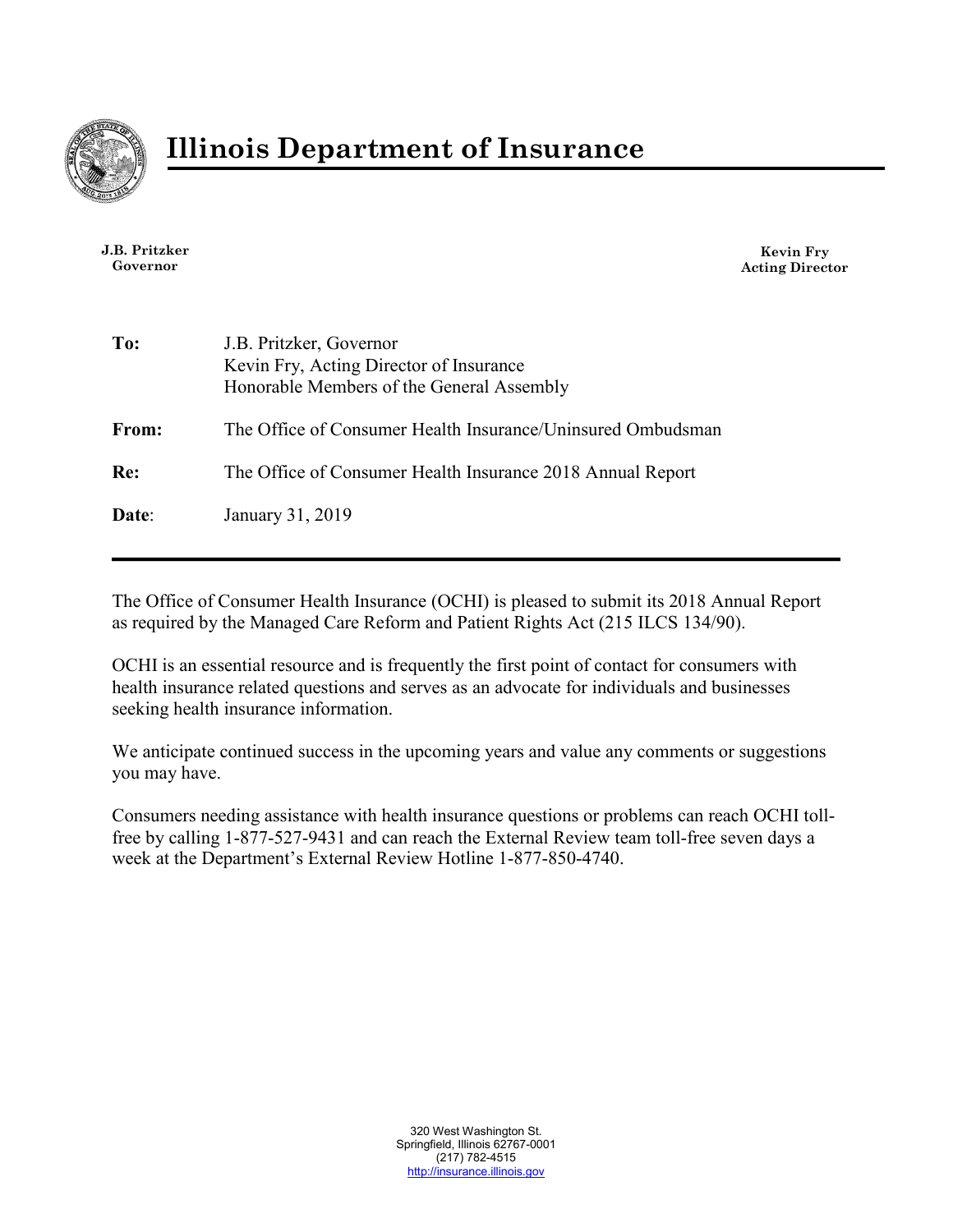# Illinois Department of Insurance

**J.B. Pritzker**
**Governor**

**Kevin Fry**
**Acting Director**

| | |
|---|---|
| **To:** | J.B. Pritzker, Governor<br>Kevin Fry, Acting Director of Insurance<br>Honorable Members of the General Assembly |
| **From:** | The Office of Consumer Health Insurance/Uninsured Ombudsman |
| **Re:** | The Office of Consumer Health Insurance 2018 Annual Report |
| **Date**: | January 31, 2019 |

---

The Office of Consumer Health Insurance (OCHI) is pleased to submit its 2018 Annual Report as required by the Managed Care Reform and Patient Rights Act (215 ILCS 134/90).

OCHI is an essential resource and is frequently the first point of contact for consumers with health insurance related questions and serves as an advocate for individuals and businesses seeking health insurance information.

We anticipate continued success in the upcoming years and value any comments or suggestions you may have.

Consumers needing assistance with health insurance questions or problems can reach OCHI toll-free by calling 1-877-527-9431 and can reach the External Review team toll-free seven days a week at the Department's External Review Hotline 1-877-850-4740.

320 West Washington St.
Springfield, Illinois 62767-0001
(217) 782-4515
http://insurance.illinois.gov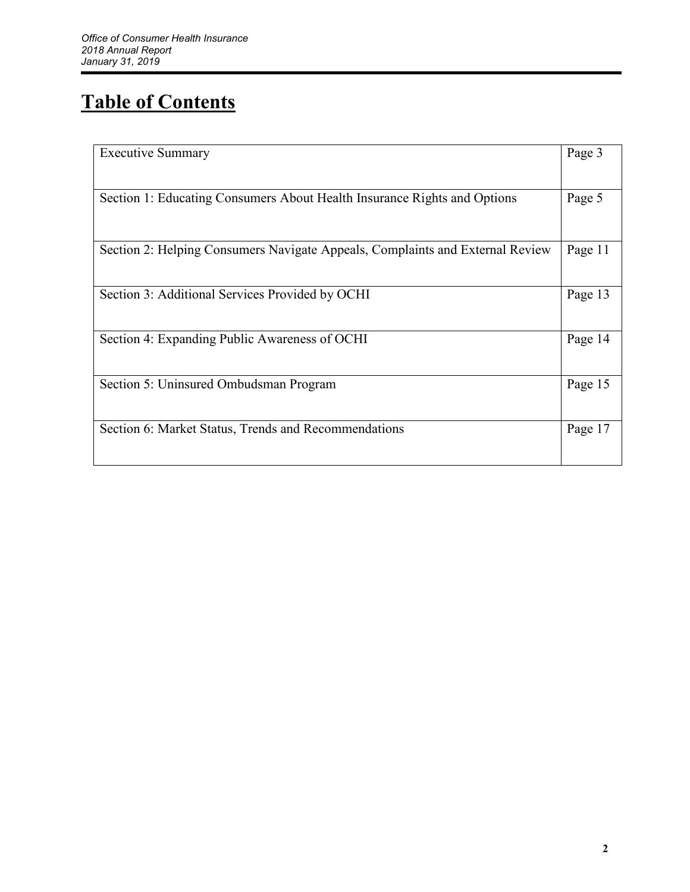# Table of Contents

| | |
|---|---|
| Executive Summary | Page 3 |
| Section 1: Educating Consumers About Health Insurance Rights and Options | Page 5 |
| Section 2: Helping Consumers Navigate Appeals, Complaints and External Review | Page 11 |
| Section 3: Additional Services Provided by OCHI | Page 13 |
| Section 4: Expanding Public Awareness of OCHI | Page 14 |
| Section 5: Uninsured Ombudsman Program | Page 15 |
| Section 6: Market Status, Trends and Recommendations | Page 17 |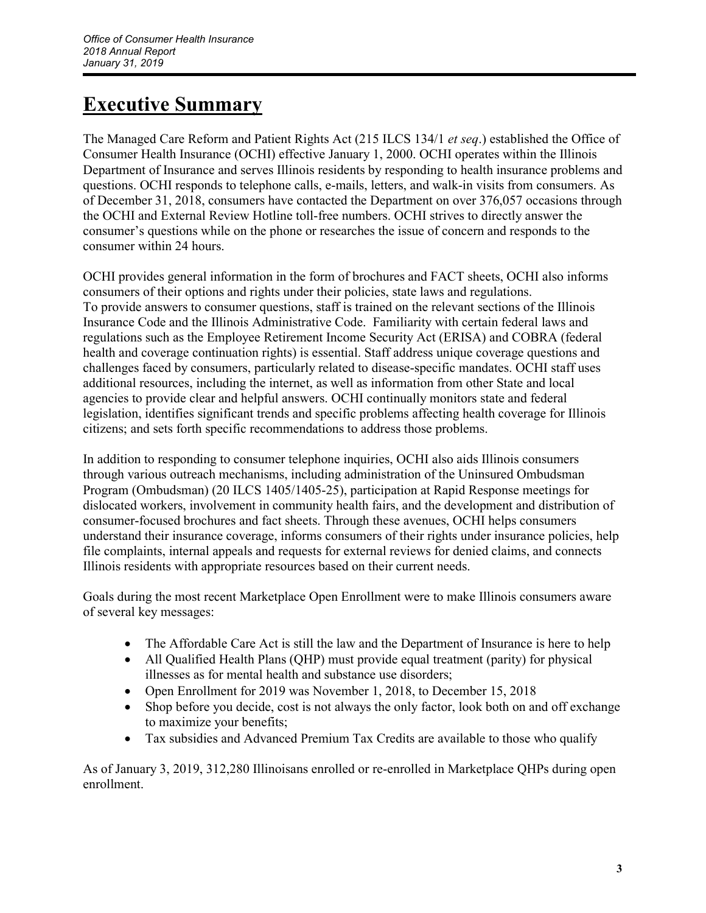# Executive Summary

The Managed Care Reform and Patient Rights Act (215 ILCS 134/1 *et seq*.) established the Office of Consumer Health Insurance (OCHI) effective January 1, 2000. OCHI operates within the Illinois Department of Insurance and serves Illinois residents by responding to health insurance problems and questions. OCHI responds to telephone calls, e-mails, letters, and walk-in visits from consumers. As of December 31, 2018, consumers have contacted the Department on over 376,057 occasions through the OCHI and External Review Hotline toll-free numbers. OCHI strives to directly answer the consumer's questions while on the phone or researches the issue of concern and responds to the consumer within 24 hours.

OCHI provides general information in the form of brochures and FACT sheets, OCHI also informs consumers of their options and rights under their policies, state laws and regulations. To provide answers to consumer questions, staff is trained on the relevant sections of the Illinois Insurance Code and the Illinois Administrative Code. Familiarity with certain federal laws and regulations such as the Employee Retirement Income Security Act (ERISA) and COBRA (federal health and coverage continuation rights) is essential. Staff address unique coverage questions and challenges faced by consumers, particularly related to disease-specific mandates. OCHI staff uses additional resources, including the internet, as well as information from other State and local agencies to provide clear and helpful answers. OCHI continually monitors state and federal legislation, identifies significant trends and specific problems affecting health coverage for Illinois citizens; and sets forth specific recommendations to address those problems.

In addition to responding to consumer telephone inquiries, OCHI also aids Illinois consumers through various outreach mechanisms, including administration of the Uninsured Ombudsman Program (Ombudsman) (20 ILCS 1405/1405-25), participation at Rapid Response meetings for dislocated workers, involvement in community health fairs, and the development and distribution of consumer-focused brochures and fact sheets. Through these avenues, OCHI helps consumers understand their insurance coverage, informs consumers of their rights under insurance policies, help file complaints, internal appeals and requests for external reviews for denied claims, and connects Illinois residents with appropriate resources based on their current needs.

Goals during the most recent Marketplace Open Enrollment were to make Illinois consumers aware of several key messages:

- The Affordable Care Act is still the law and the Department of Insurance is here to help
- All Qualified Health Plans (QHP) must provide equal treatment (parity) for physical illnesses as for mental health and substance use disorders;
- Open Enrollment for 2019 was November 1, 2018, to December 15, 2018
- Shop before you decide, cost is not always the only factor, look both on and off exchange to maximize your benefits;
- Tax subsidies and Advanced Premium Tax Credits are available to those who qualify

As of January 3, 2019, 312,280 Illinoisans enrolled or re-enrolled in Marketplace QHPs during open enrollment.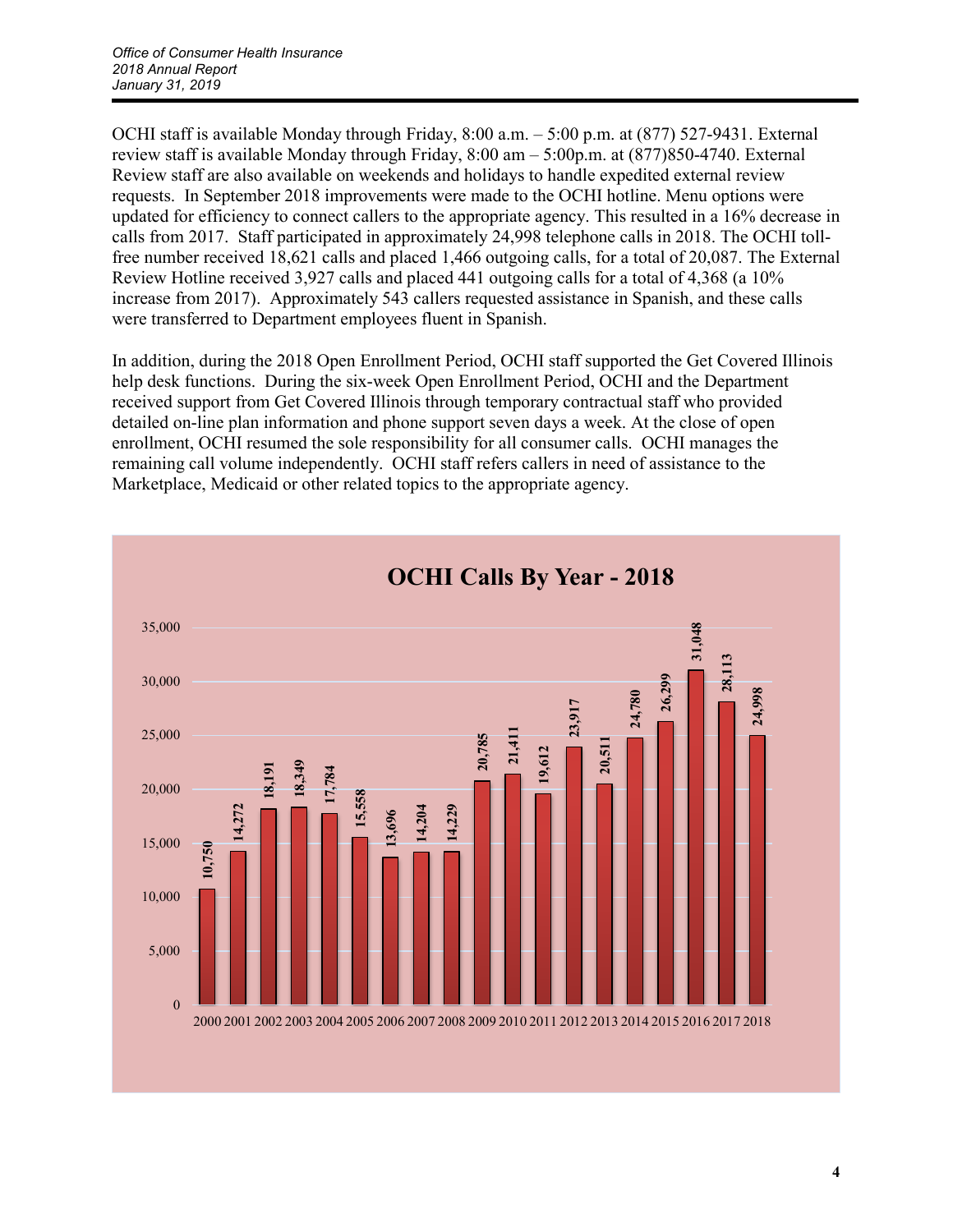OCHI staff is available Monday through Friday, 8:00 a.m. – 5:00 p.m. at (877) 527-9431. External review staff is available Monday through Friday, 8:00 am – 5:00p.m. at (877)850-4740. External Review staff are also available on weekends and holidays to handle expedited external review requests. In September 2018 improvements were made to the OCHI hotline. Menu options were updated for efficiency to connect callers to the appropriate agency. This resulted in a 16% decrease in calls from 2017. Staff participated in approximately 24,998 telephone calls in 2018. The OCHI toll-free number received 18,621 calls and placed 1,466 outgoing calls, for a total of 20,087. The External Review Hotline received 3,927 calls and placed 441 outgoing calls for a total of 4,368 (a 10% increase from 2017). Approximately 543 callers requested assistance in Spanish, and these calls were transferred to Department employees fluent in Spanish.

In addition, during the 2018 Open Enrollment Period, OCHI staff supported the Get Covered Illinois help desk functions. During the six-week Open Enrollment Period, OCHI and the Department received support from Get Covered Illinois through temporary contractual staff who provided detailed on-line plan information and phone support seven days a week. At the close of open enrollment, OCHI resumed the sole responsibility for all consumer calls. OCHI manages the remaining call volume independently. OCHI staff refers callers in need of assistance to the Marketplace, Medicaid or other related topics to the appropriate agency.

**OCHI Calls By Year - 2018**

| Year | Calls |
|---|---|
| 2000 | 10,750 |
| 2001 | 14,272 |
| 2002 | 18,191 |
| 2003 | 18,349 |
| 2004 | 17,784 |
| 2005 | 15,558 |
| 2006 | 13,696 |
| 2007 | 14,204 |
| 2008 | 14,229 |
| 2009 | 20,785 |
| 2010 | 21,411 |
| 2011 | 19,612 |
| 2012 | 23,917 |
| 2013 | 20,511 |
| 2014 | 24,780 |
| 2015 | 26,299 |
| 2016 | 31,048 |
| 2017 | 28,113 |
| 2018 | 24,998 |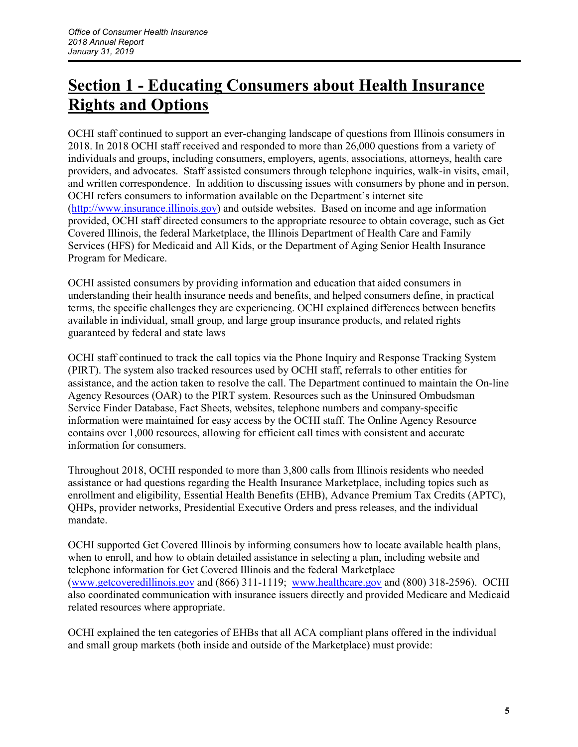# Section 1 - Educating Consumers about Health Insurance Rights and Options

OCHI staff continued to support an ever-changing landscape of questions from Illinois consumers in 2018. In 2018 OCHI staff received and responded to more than 26,000 questions from a variety of individuals and groups, including consumers, employers, agents, associations, attorneys, health care providers, and advocates. Staff assisted consumers through telephone inquiries, walk-in visits, email, and written correspondence. In addition to discussing issues with consumers by phone and in person, OCHI refers consumers to information available on the Department's internet site (http://www.insurance.illinois.gov) and outside websites. Based on income and age information provided, OCHI staff directed consumers to the appropriate resource to obtain coverage, such as Get Covered Illinois, the federal Marketplace, the Illinois Department of Health Care and Family Services (HFS) for Medicaid and All Kids, or the Department of Aging Senior Health Insurance Program for Medicare.

OCHI assisted consumers by providing information and education that aided consumers in understanding their health insurance needs and benefits, and helped consumers define, in practical terms, the specific challenges they are experiencing. OCHI explained differences between benefits available in individual, small group, and large group insurance products, and related rights guaranteed by federal and state laws

OCHI staff continued to track the call topics via the Phone Inquiry and Response Tracking System (PIRT). The system also tracked resources used by OCHI staff, referrals to other entities for assistance, and the action taken to resolve the call. The Department continued to maintain the On-line Agency Resources (OAR) to the PIRT system. Resources such as the Uninsured Ombudsman Service Finder Database, Fact Sheets, websites, telephone numbers and company-specific information were maintained for easy access by the OCHI staff. The Online Agency Resource contains over 1,000 resources, allowing for efficient call times with consistent and accurate information for consumers.

Throughout 2018, OCHI responded to more than 3,800 calls from Illinois residents who needed assistance or had questions regarding the Health Insurance Marketplace, including topics such as enrollment and eligibility, Essential Health Benefits (EHB), Advance Premium Tax Credits (APTC), QHPs, provider networks, Presidential Executive Orders and press releases, and the individual mandate.

OCHI supported Get Covered Illinois by informing consumers how to locate available health plans, when to enroll, and how to obtain detailed assistance in selecting a plan, including website and telephone information for Get Covered Illinois and the federal Marketplace (www.getcoveredillinois.gov and (866) 311-1119; www.healthcare.gov and (800) 318-2596). OCHI also coordinated communication with insurance issuers directly and provided Medicare and Medicaid related resources where appropriate.

OCHI explained the ten categories of EHBs that all ACA compliant plans offered in the individual and small group markets (both inside and outside of the Marketplace) must provide: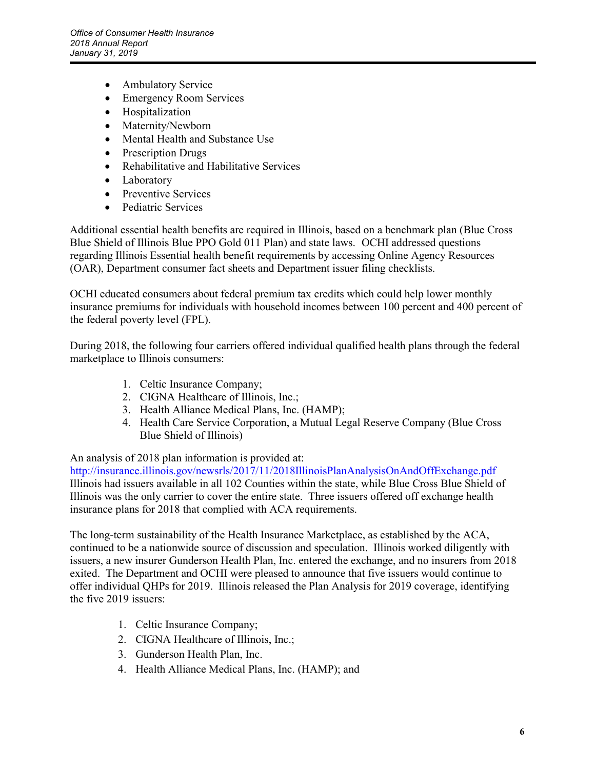- Ambulatory Service
- Emergency Room Services
- Hospitalization
- Maternity/Newborn
- Mental Health and Substance Use
- Prescription Drugs
- Rehabilitative and Habilitative Services
- Laboratory
- Preventive Services
- Pediatric Services

Additional essential health benefits are required in Illinois, based on a benchmark plan (Blue Cross Blue Shield of Illinois Blue PPO Gold 011 Plan) and state laws. OCHI addressed questions regarding Illinois Essential health benefit requirements by accessing Online Agency Resources (OAR), Department consumer fact sheets and Department issuer filing checklists.

OCHI educated consumers about federal premium tax credits which could help lower monthly insurance premiums for individuals with household incomes between 100 percent and 400 percent of the federal poverty level (FPL).

During 2018, the following four carriers offered individual qualified health plans through the federal marketplace to Illinois consumers:

1. Celtic Insurance Company;
2. CIGNA Healthcare of Illinois, Inc.;
3. Health Alliance Medical Plans, Inc. (HAMP);
4. Health Care Service Corporation, a Mutual Legal Reserve Company (Blue Cross Blue Shield of Illinois)

An analysis of 2018 plan information is provided at:
http://insurance.illinois.gov/newsrls/2017/11/2018IllinoisPlanAnalysisOnAndOffExchange.pdf
Illinois had issuers available in all 102 Counties within the state, while Blue Cross Blue Shield of Illinois was the only carrier to cover the entire state. Three issuers offered off exchange health insurance plans for 2018 that complied with ACA requirements.

The long-term sustainability of the Health Insurance Marketplace, as established by the ACA, continued to be a nationwide source of discussion and speculation. Illinois worked diligently with issuers, a new insurer Gunderson Health Plan, Inc. entered the exchange, and no insurers from 2018 exited. The Department and OCHI were pleased to announce that five issuers would continue to offer individual QHPs for 2019. Illinois released the Plan Analysis for 2019 coverage, identifying the five 2019 issuers:

1. Celtic Insurance Company;
2. CIGNA Healthcare of Illinois, Inc.;
3. Gunderson Health Plan, Inc.
4. Health Alliance Medical Plans, Inc. (HAMP); and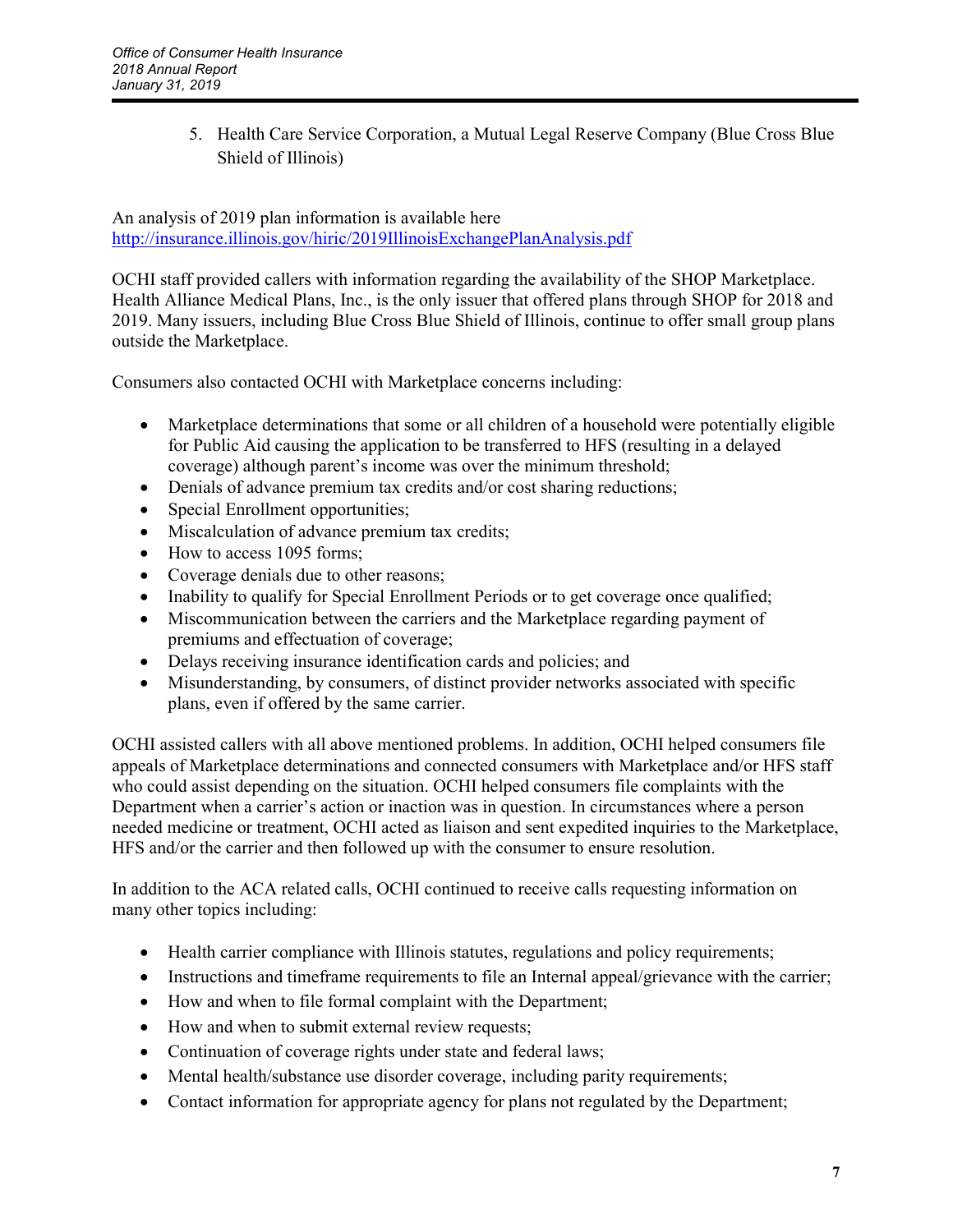5. Health Care Service Corporation, a Mutual Legal Reserve Company (Blue Cross Blue Shield of Illinois)

An analysis of 2019 plan information is available here http://insurance.illinois.gov/hiric/2019IllinoisExchangePlanAnalysis.pdf

OCHI staff provided callers with information regarding the availability of the SHOP Marketplace. Health Alliance Medical Plans, Inc., is the only issuer that offered plans through SHOP for 2018 and 2019. Many issuers, including Blue Cross Blue Shield of Illinois, continue to offer small group plans outside the Marketplace.

Consumers also contacted OCHI with Marketplace concerns including:

- Marketplace determinations that some or all children of a household were potentially eligible for Public Aid causing the application to be transferred to HFS (resulting in a delayed coverage) although parent's income was over the minimum threshold;
- Denials of advance premium tax credits and/or cost sharing reductions;
- Special Enrollment opportunities;
- Miscalculation of advance premium tax credits;
- How to access 1095 forms;
- Coverage denials due to other reasons;
- Inability to qualify for Special Enrollment Periods or to get coverage once qualified;
- Miscommunication between the carriers and the Marketplace regarding payment of premiums and effectuation of coverage;
- Delays receiving insurance identification cards and policies; and
- Misunderstanding, by consumers, of distinct provider networks associated with specific plans, even if offered by the same carrier.

OCHI assisted callers with all above mentioned problems. In addition, OCHI helped consumers file appeals of Marketplace determinations and connected consumers with Marketplace and/or HFS staff who could assist depending on the situation. OCHI helped consumers file complaints with the Department when a carrier's action or inaction was in question. In circumstances where a person needed medicine or treatment, OCHI acted as liaison and sent expedited inquiries to the Marketplace, HFS and/or the carrier and then followed up with the consumer to ensure resolution.

In addition to the ACA related calls, OCHI continued to receive calls requesting information on many other topics including:

- Health carrier compliance with Illinois statutes, regulations and policy requirements;
- Instructions and timeframe requirements to file an Internal appeal/grievance with the carrier;
- How and when to file formal complaint with the Department;
- How and when to submit external review requests;
- Continuation of coverage rights under state and federal laws;
- Mental health/substance use disorder coverage, including parity requirements;
- Contact information for appropriate agency for plans not regulated by the Department;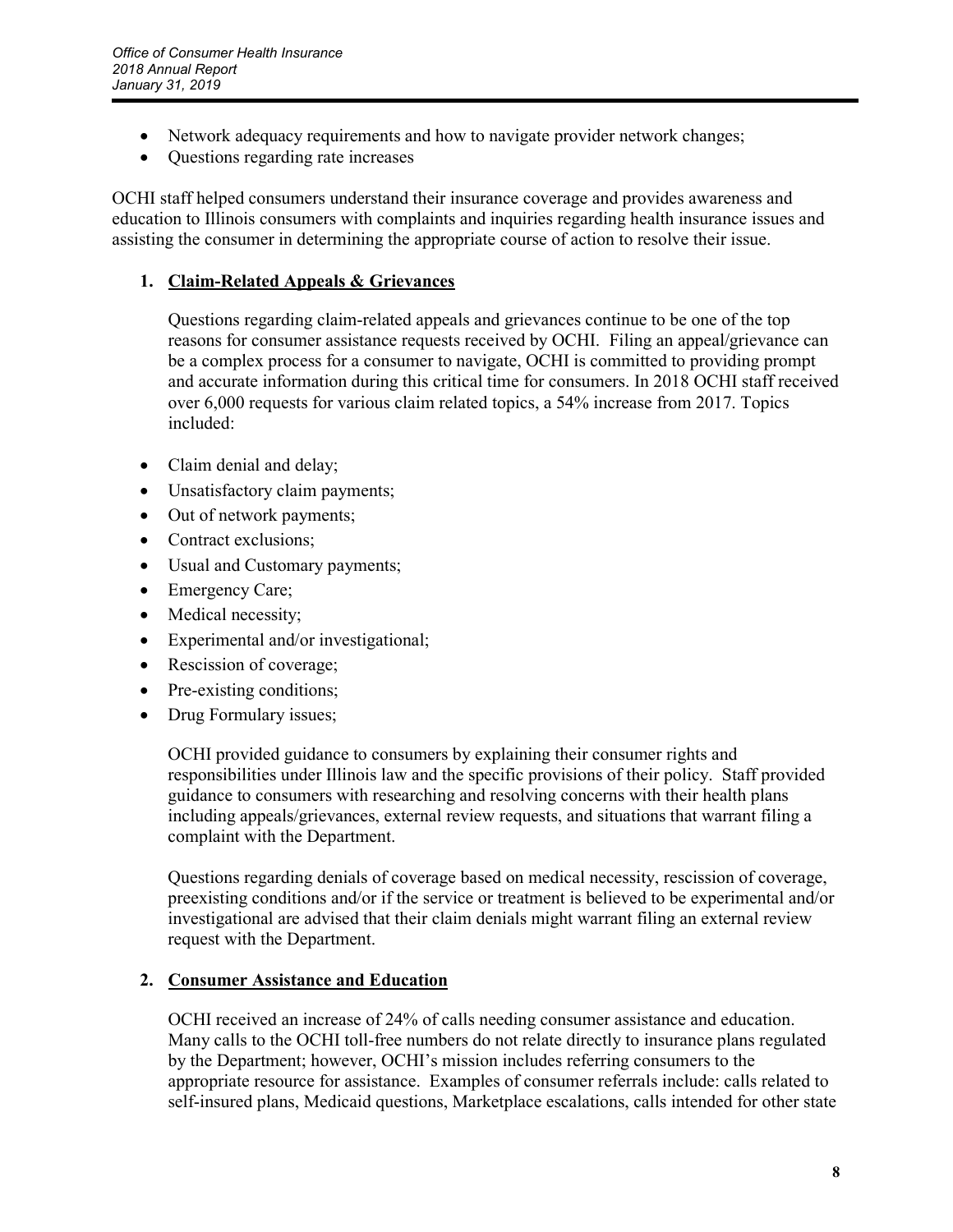- Network adequacy requirements and how to navigate provider network changes;
- Questions regarding rate increases

OCHI staff helped consumers understand their insurance coverage and provides awareness and education to Illinois consumers with complaints and inquiries regarding health insurance issues and assisting the consumer in determining the appropriate course of action to resolve their issue.

**1. Claim-Related Appeals & Grievances**

Questions regarding claim-related appeals and grievances continue to be one of the top reasons for consumer assistance requests received by OCHI. Filing an appeal/grievance can be a complex process for a consumer to navigate, OCHI is committed to providing prompt and accurate information during this critical time for consumers. In 2018 OCHI staff received over 6,000 requests for various claim related topics, a 54% increase from 2017. Topics included:

- Claim denial and delay;
- Unsatisfactory claim payments;
- Out of network payments;
- Contract exclusions;
- Usual and Customary payments;
- Emergency Care;
- Medical necessity;
- Experimental and/or investigational;
- Rescission of coverage;
- Pre-existing conditions;
- Drug Formulary issues;

OCHI provided guidance to consumers by explaining their consumer rights and responsibilities under Illinois law and the specific provisions of their policy. Staff provided guidance to consumers with researching and resolving concerns with their health plans including appeals/grievances, external review requests, and situations that warrant filing a complaint with the Department.

Questions regarding denials of coverage based on medical necessity, rescission of coverage, preexisting conditions and/or if the service or treatment is believed to be experimental and/or investigational are advised that their claim denials might warrant filing an external review request with the Department.

**2. Consumer Assistance and Education**

OCHI received an increase of 24% of calls needing consumer assistance and education. Many calls to the OCHI toll-free numbers do not relate directly to insurance plans regulated by the Department; however, OCHI's mission includes referring consumers to the appropriate resource for assistance. Examples of consumer referrals include: calls related to self-insured plans, Medicaid questions, Marketplace escalations, calls intended for other state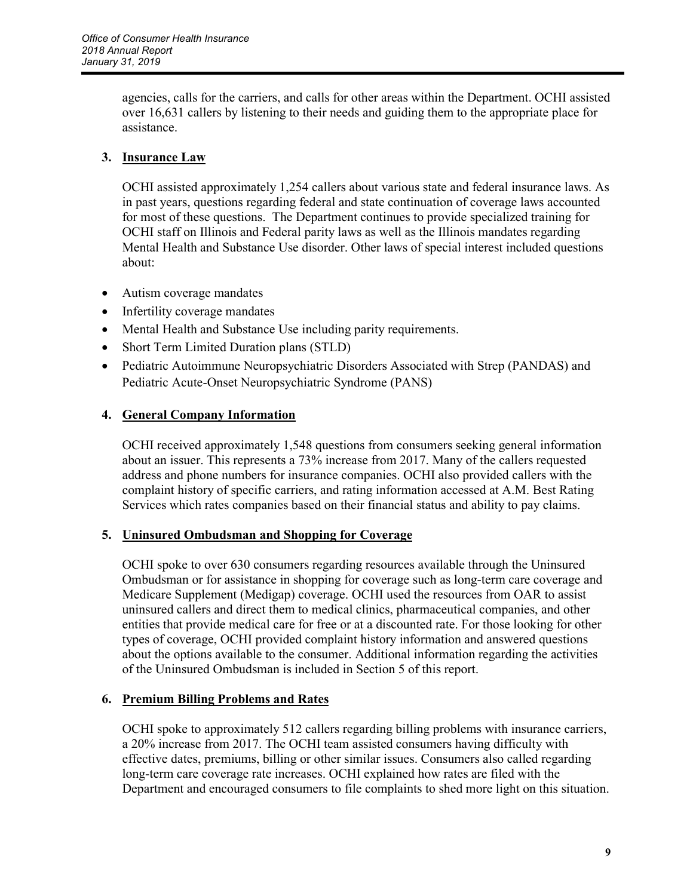agencies, calls for the carriers, and calls for other areas within the Department. OCHI assisted over 16,631 callers by listening to their needs and guiding them to the appropriate place for assistance.

### 3. Insurance Law

OCHI assisted approximately 1,254 callers about various state and federal insurance laws. As in past years, questions regarding federal and state continuation of coverage laws accounted for most of these questions. The Department continues to provide specialized training for OCHI staff on Illinois and Federal parity laws as well as the Illinois mandates regarding Mental Health and Substance Use disorder. Other laws of special interest included questions about:

- Autism coverage mandates
- Infertility coverage mandates
- Mental Health and Substance Use including parity requirements.
- Short Term Limited Duration plans (STLD)
- Pediatric Autoimmune Neuropsychiatric Disorders Associated with Strep (PANDAS) and Pediatric Acute-Onset Neuropsychiatric Syndrome (PANS)

### 4. General Company Information

OCHI received approximately 1,548 questions from consumers seeking general information about an issuer. This represents a 73% increase from 2017. Many of the callers requested address and phone numbers for insurance companies. OCHI also provided callers with the complaint history of specific carriers, and rating information accessed at A.M. Best Rating Services which rates companies based on their financial status and ability to pay claims.

### 5. Uninsured Ombudsman and Shopping for Coverage

OCHI spoke to over 630 consumers regarding resources available through the Uninsured Ombudsman or for assistance in shopping for coverage such as long-term care coverage and Medicare Supplement (Medigap) coverage. OCHI used the resources from OAR to assist uninsured callers and direct them to medical clinics, pharmaceutical companies, and other entities that provide medical care for free or at a discounted rate. For those looking for other types of coverage, OCHI provided complaint history information and answered questions about the options available to the consumer. Additional information regarding the activities of the Uninsured Ombudsman is included in Section 5 of this report.

### 6. Premium Billing Problems and Rates

OCHI spoke to approximately 512 callers regarding billing problems with insurance carriers, a 20% increase from 2017. The OCHI team assisted consumers having difficulty with effective dates, premiums, billing or other similar issues. Consumers also called regarding long-term care coverage rate increases. OCHI explained how rates are filed with the Department and encouraged consumers to file complaints to shed more light on this situation.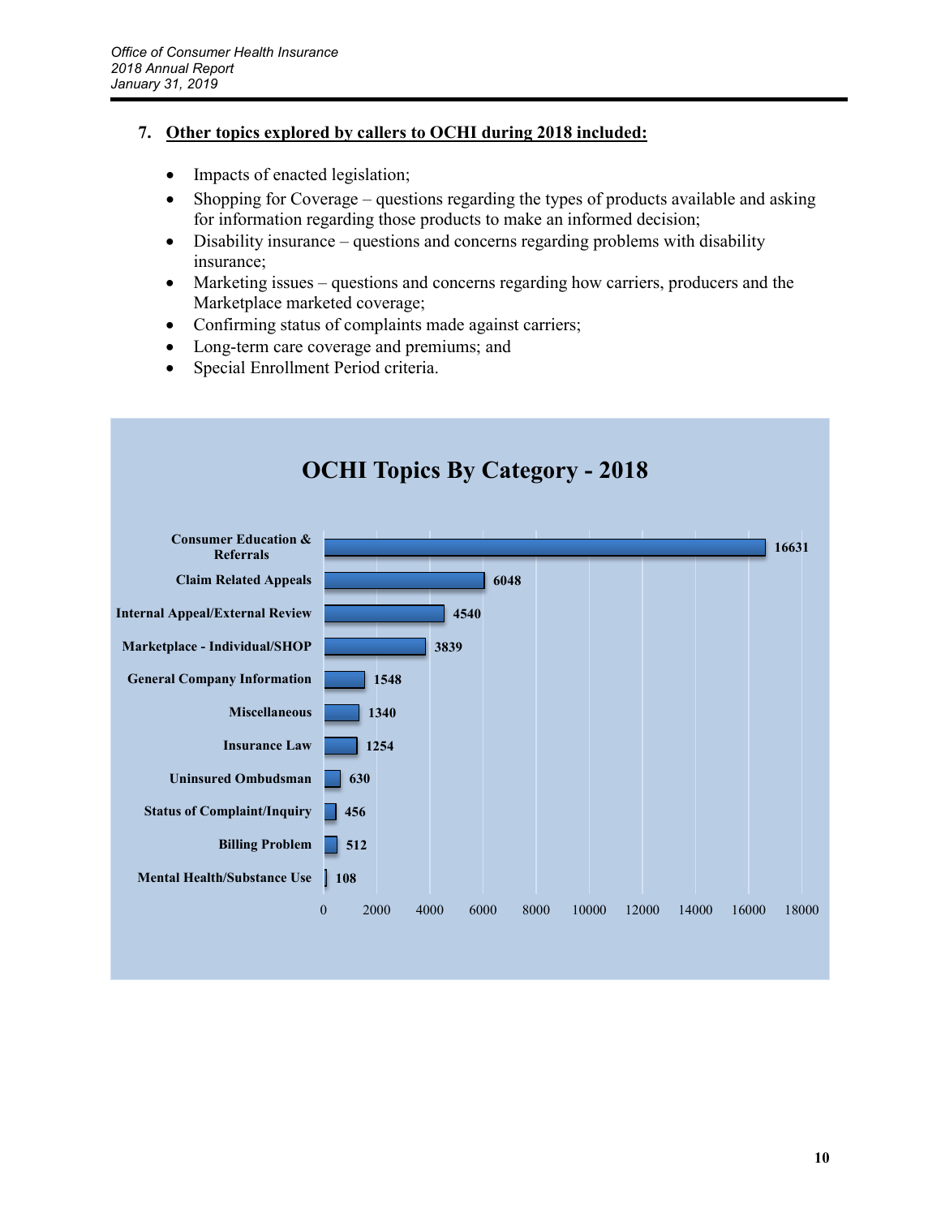7. **Other topics explored by callers to OCHI during 2018 included:**

- Impacts of enacted legislation;
- Shopping for Coverage – questions regarding the types of products available and asking for information regarding those products to make an informed decision;
- Disability insurance – questions and concerns regarding problems with disability insurance;
- Marketing issues – questions and concerns regarding how carriers, producers and the Marketplace marketed coverage;
- Confirming status of complaints made against carriers;
- Long-term care coverage and premiums; and
- Special Enrollment Period criteria.

**OCHI Topics By Category - 2018**

| Category | Count |
| --- | --- |
| Consumer Education & Referrals | 16631 |
| Claim Related Appeals | 6048 |
| Internal Appeal/External Review | 4540 |
| Marketplace - Individual/SHOP | 3839 |
| General Company Information | 1548 |
| Miscellaneous | 1340 |
| Insurance Law | 1254 |
| Uninsured Ombudsman | 630 |
| Status of Complaint/Inquiry | 456 |
| Billing Problem | 512 |
| Mental Health/Substance Use | 108 |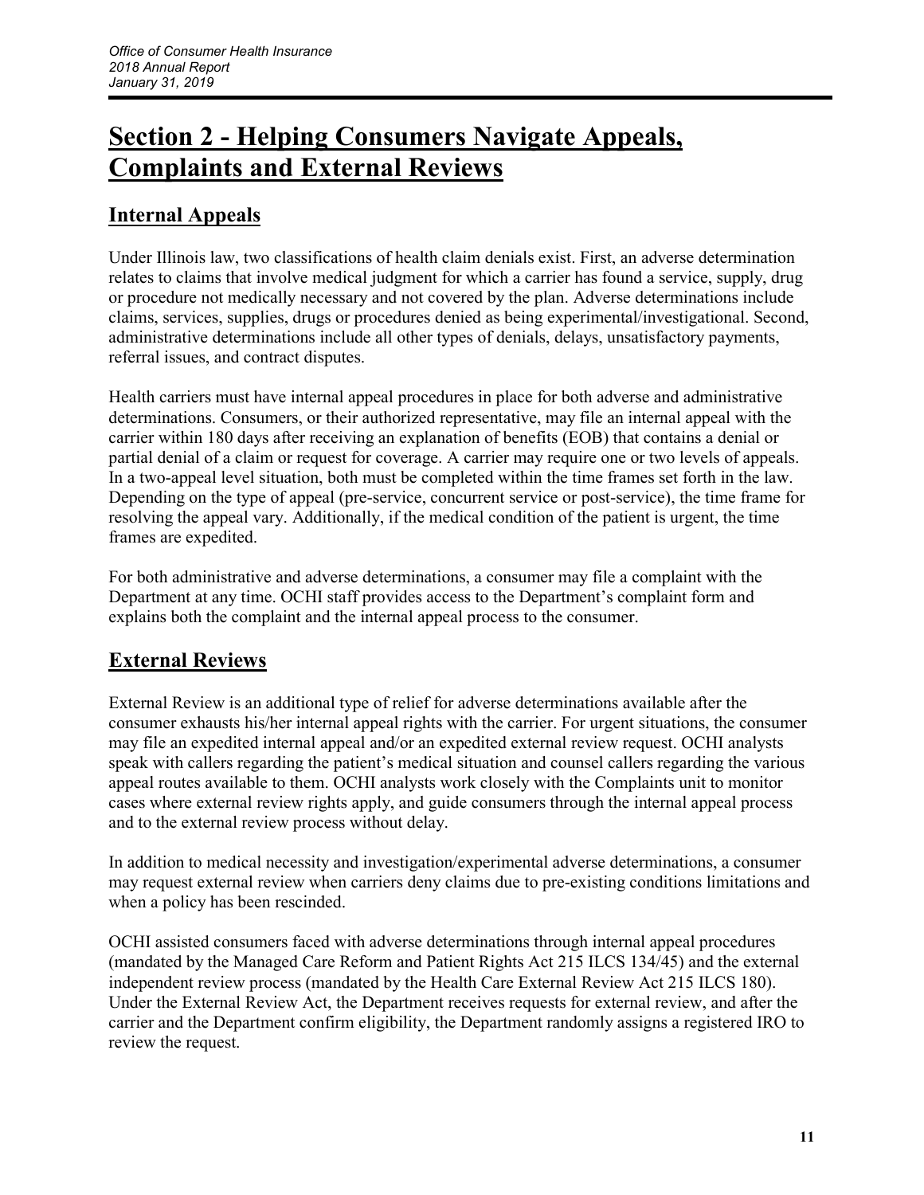# Section 2 - Helping Consumers Navigate Appeals, Complaints and External Reviews

## Internal Appeals

Under Illinois law, two classifications of health claim denials exist. First, an adverse determination relates to claims that involve medical judgment for which a carrier has found a service, supply, drug or procedure not medically necessary and not covered by the plan. Adverse determinations include claims, services, supplies, drugs or procedures denied as being experimental/investigational. Second, administrative determinations include all other types of denials, delays, unsatisfactory payments, referral issues, and contract disputes.

Health carriers must have internal appeal procedures in place for both adverse and administrative determinations. Consumers, or their authorized representative, may file an internal appeal with the carrier within 180 days after receiving an explanation of benefits (EOB) that contains a denial or partial denial of a claim or request for coverage. A carrier may require one or two levels of appeals. In a two-appeal level situation, both must be completed within the time frames set forth in the law. Depending on the type of appeal (pre-service, concurrent service or post-service), the time frame for resolving the appeal vary. Additionally, if the medical condition of the patient is urgent, the time frames are expedited.

For both administrative and adverse determinations, a consumer may file a complaint with the Department at any time. OCHI staff provides access to the Department's complaint form and explains both the complaint and the internal appeal process to the consumer.

## External Reviews

External Review is an additional type of relief for adverse determinations available after the consumer exhausts his/her internal appeal rights with the carrier. For urgent situations, the consumer may file an expedited internal appeal and/or an expedited external review request. OCHI analysts speak with callers regarding the patient's medical situation and counsel callers regarding the various appeal routes available to them. OCHI analysts work closely with the Complaints unit to monitor cases where external review rights apply, and guide consumers through the internal appeal process and to the external review process without delay.

In addition to medical necessity and investigation/experimental adverse determinations, a consumer may request external review when carriers deny claims due to pre-existing conditions limitations and when a policy has been rescinded.

OCHI assisted consumers faced with adverse determinations through internal appeal procedures (mandated by the Managed Care Reform and Patient Rights Act 215 ILCS 134/45) and the external independent review process (mandated by the Health Care External Review Act 215 ILCS 180). Under the External Review Act, the Department receives requests for external review, and after the carrier and the Department confirm eligibility, the Department randomly assigns a registered IRO to review the request.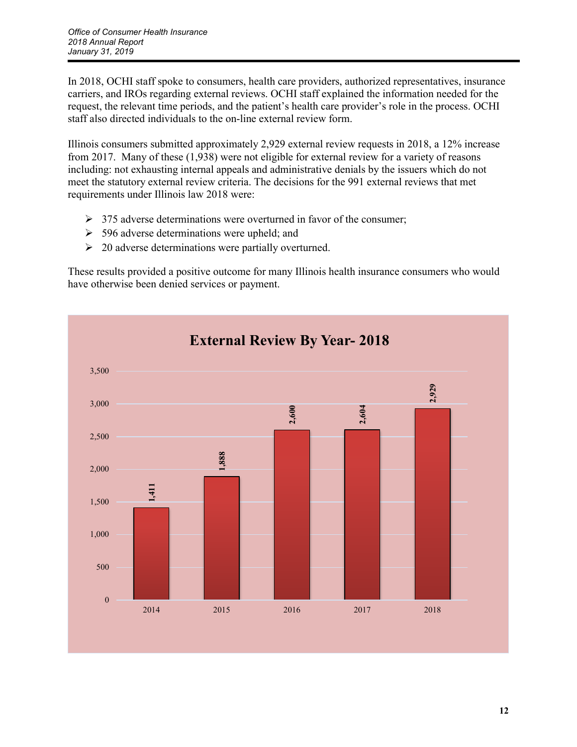In 2018, OCHI staff spoke to consumers, health care providers, authorized representatives, insurance carriers, and IROs regarding external reviews. OCHI staff explained the information needed for the request, the relevant time periods, and the patient's health care provider's role in the process. OCHI staff also directed individuals to the on-line external review form.

Illinois consumers submitted approximately 2,929 external review requests in 2018, a 12% increase from 2017. Many of these (1,938) were not eligible for external review for a variety of reasons including: not exhausting internal appeals and administrative denials by the issuers which do not meet the statutory external review criteria. The decisions for the 991 external reviews that met requirements under Illinois law 2018 were:

- 375 adverse determinations were overturned in favor of the consumer;
- 596 adverse determinations were upheld; and
- 20 adverse determinations were partially overturned.

These results provided a positive outcome for many Illinois health insurance consumers who would have otherwise been denied services or payment.

**External Review By Year- 2018**

| Year | External Reviews |
|---|---|
| 2014 | 1,411 |
| 2015 | 1,888 |
| 2016 | 2,600 |
| 2017 | 2,604 |
| 2018 | 2,929 |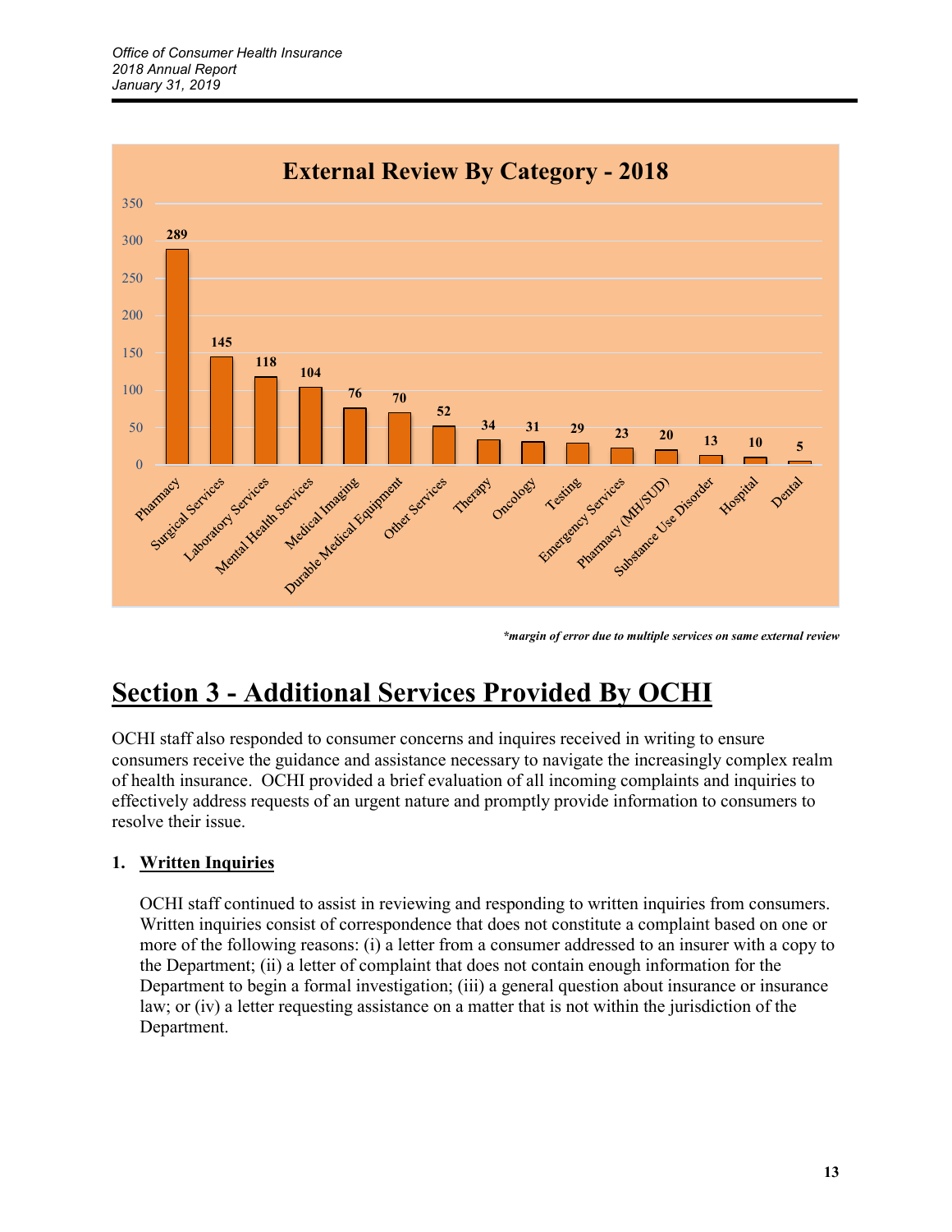**External Review By Category - 2018**

| Category | Count |
|---|---|
| Pharmacy | 289 |
| Surgical Services | 145 |
| Laboratory Services | 118 |
| Mental Health Services | 104 |
| Medical Imaging | 76 |
| Durable Medical Equipment | 70 |
| Other Services | 52 |
| Therapy | 34 |
| Oncology | 31 |
| Testing | 29 |
| Emergency Services | 23 |
| Pharmacy (MH/SUD) | 20 |
| Substance Use Disorder | 13 |
| Hospital | 10 |
| Dental | 5 |

***margin of error due to multiple services on same external review***

# Section 3 - Additional Services Provided By OCHI

OCHI staff also responded to consumer concerns and inquires received in writing to ensure consumers receive the guidance and assistance necessary to navigate the increasingly complex realm of health insurance. OCHI provided a brief evaluation of all incoming complaints and inquiries to effectively address requests of an urgent nature and promptly provide information to consumers to resolve their issue.

**1. Written Inquiries**

OCHI staff continued to assist in reviewing and responding to written inquiries from consumers. Written inquiries consist of correspondence that does not constitute a complaint based on one or more of the following reasons: (i) a letter from a consumer addressed to an insurer with a copy to the Department; (ii) a letter of complaint that does not contain enough information for the Department to begin a formal investigation; (iii) a general question about insurance or insurance law; or (iv) a letter requesting assistance on a matter that is not within the jurisdiction of the Department.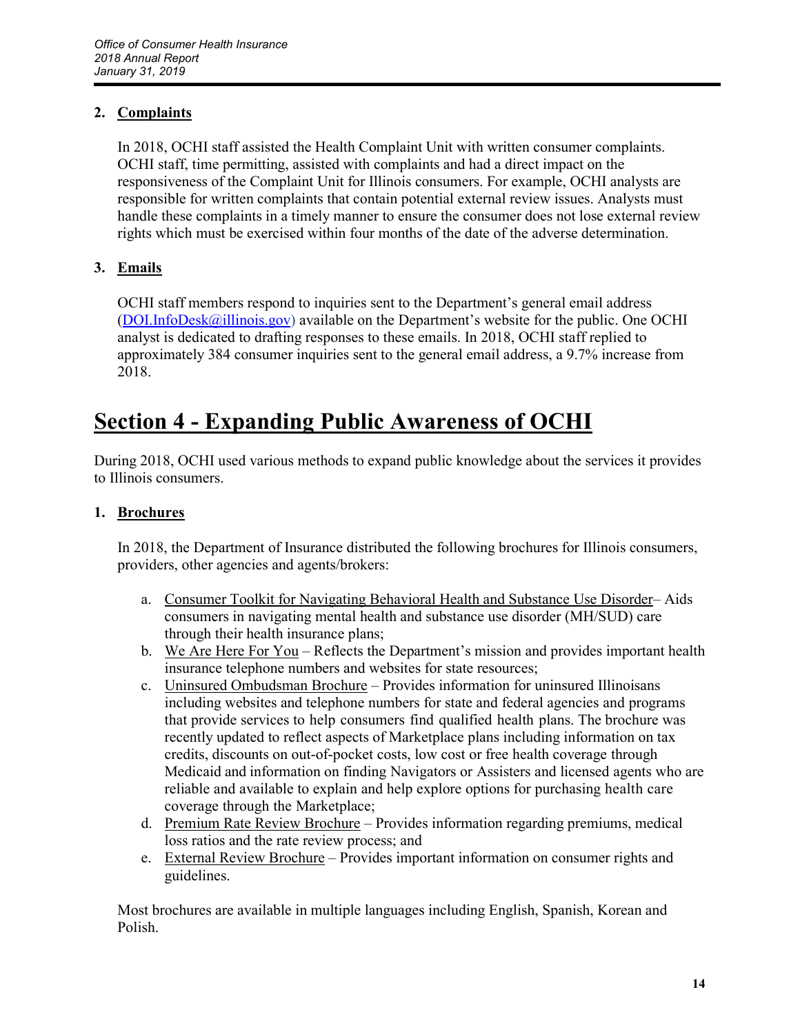## 2. Complaints

In 2018, OCHI staff assisted the Health Complaint Unit with written consumer complaints. OCHI staff, time permitting, assisted with complaints and had a direct impact on the responsiveness of the Complaint Unit for Illinois consumers. For example, OCHI analysts are responsible for written complaints that contain potential external review issues. Analysts must handle these complaints in a timely manner to ensure the consumer does not lose external review rights which must be exercised within four months of the date of the adverse determination.

## 3. Emails

OCHI staff members respond to inquiries sent to the Department's general email address (DOI.InfoDesk@illinois.gov) available on the Department's website for the public. One OCHI analyst is dedicated to drafting responses to these emails. In 2018, OCHI staff replied to approximately 384 consumer inquiries sent to the general email address, a 9.7% increase from 2018.

# Section 4 - Expanding Public Awareness of OCHI

During 2018, OCHI used various methods to expand public knowledge about the services it provides to Illinois consumers.

## 1. Brochures

In 2018, the Department of Insurance distributed the following brochures for Illinois consumers, providers, other agencies and agents/brokers:

a. Consumer Toolkit for Navigating Behavioral Health and Substance Use Disorder– Aids consumers in navigating mental health and substance use disorder (MH/SUD) care through their health insurance plans;
b. We Are Here For You – Reflects the Department's mission and provides important health insurance telephone numbers and websites for state resources;
c. Uninsured Ombudsman Brochure – Provides information for uninsured Illinoisans including websites and telephone numbers for state and federal agencies and programs that provide services to help consumers find qualified health plans. The brochure was recently updated to reflect aspects of Marketplace plans including information on tax credits, discounts on out-of-pocket costs, low cost or free health coverage through Medicaid and information on finding Navigators or Assisters and licensed agents who are reliable and available to explain and help explore options for purchasing health care coverage through the Marketplace;
d. Premium Rate Review Brochure – Provides information regarding premiums, medical loss ratios and the rate review process; and
e. External Review Brochure – Provides important information on consumer rights and guidelines.

Most brochures are available in multiple languages including English, Spanish, Korean and Polish.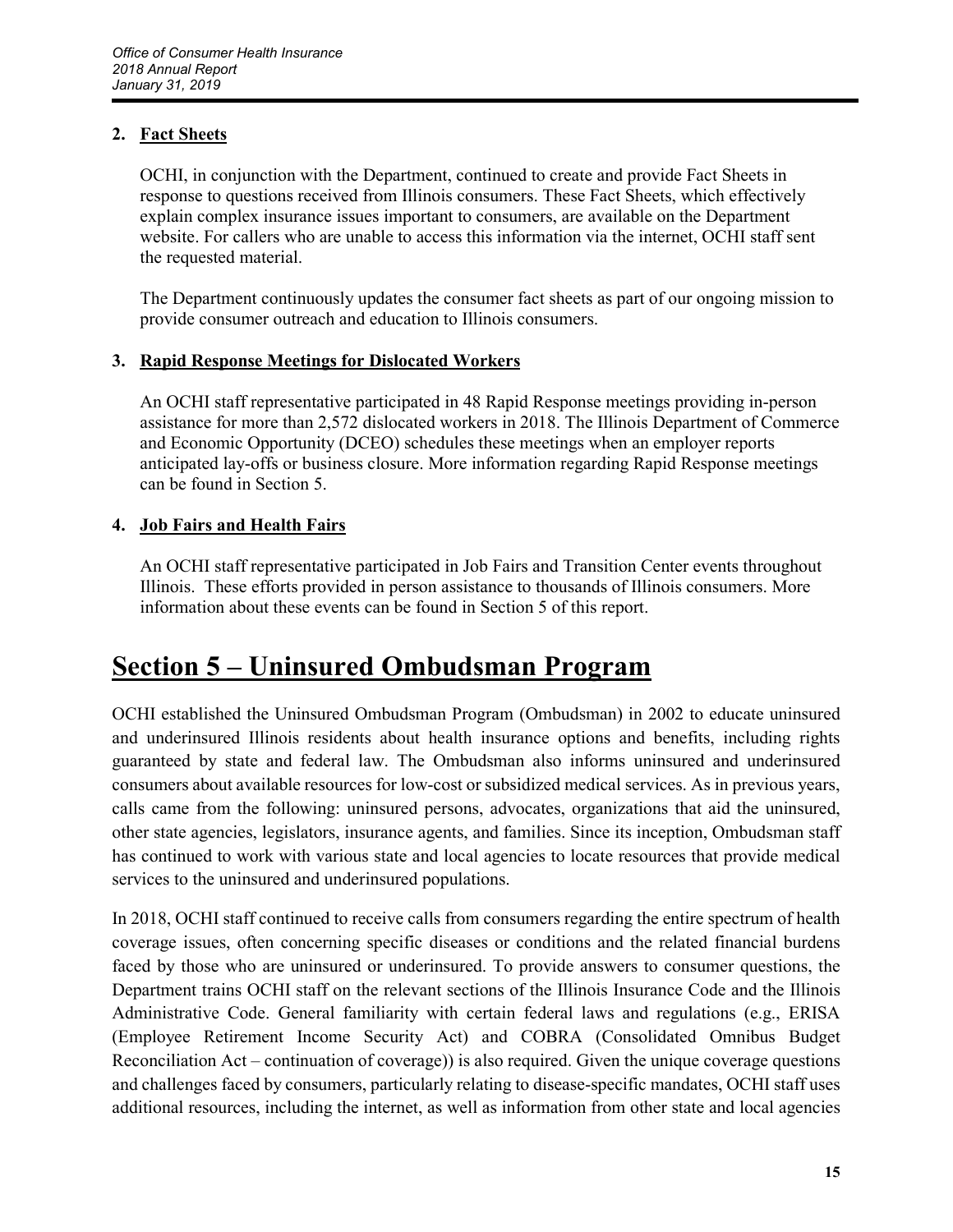**2. Fact Sheets**

OCHI, in conjunction with the Department, continued to create and provide Fact Sheets in response to questions received from Illinois consumers. These Fact Sheets, which effectively explain complex insurance issues important to consumers, are available on the Department website. For callers who are unable to access this information via the internet, OCHI staff sent the requested material.

The Department continuously updates the consumer fact sheets as part of our ongoing mission to provide consumer outreach and education to Illinois consumers.

**3. Rapid Response Meetings for Dislocated Workers**

An OCHI staff representative participated in 48 Rapid Response meetings providing in-person assistance for more than 2,572 dislocated workers in 2018. The Illinois Department of Commerce and Economic Opportunity (DCEO) schedules these meetings when an employer reports anticipated lay-offs or business closure. More information regarding Rapid Response meetings can be found in Section 5.

**4. Job Fairs and Health Fairs**

An OCHI staff representative participated in Job Fairs and Transition Center events throughout Illinois. These efforts provided in person assistance to thousands of Illinois consumers. More information about these events can be found in Section 5 of this report.

# Section 5 – Uninsured Ombudsman Program

OCHI established the Uninsured Ombudsman Program (Ombudsman) in 2002 to educate uninsured and underinsured Illinois residents about health insurance options and benefits, including rights guaranteed by state and federal law. The Ombudsman also informs uninsured and underinsured consumers about available resources for low-cost or subsidized medical services. As in previous years, calls came from the following: uninsured persons, advocates, organizations that aid the uninsured, other state agencies, legislators, insurance agents, and families. Since its inception, Ombudsman staff has continued to work with various state and local agencies to locate resources that provide medical services to the uninsured and underinsured populations.

In 2018, OCHI staff continued to receive calls from consumers regarding the entire spectrum of health coverage issues, often concerning specific diseases or conditions and the related financial burdens faced by those who are uninsured or underinsured. To provide answers to consumer questions, the Department trains OCHI staff on the relevant sections of the Illinois Insurance Code and the Illinois Administrative Code. General familiarity with certain federal laws and regulations (e.g., ERISA (Employee Retirement Income Security Act) and COBRA (Consolidated Omnibus Budget Reconciliation Act – continuation of coverage)) is also required. Given the unique coverage questions and challenges faced by consumers, particularly relating to disease-specific mandates, OCHI staff uses additional resources, including the internet, as well as information from other state and local agencies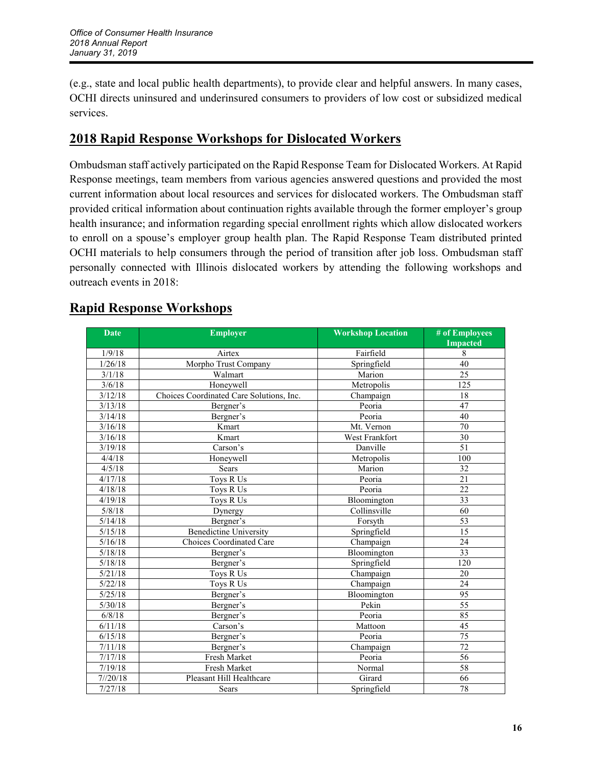(e.g., state and local public health departments), to provide clear and helpful answers. In many cases, OCHI directs uninsured and underinsured consumers to providers of low cost or subsidized medical services.

## 2018 Rapid Response Workshops for Dislocated Workers

Ombudsman staff actively participated on the Rapid Response Team for Dislocated Workers. At Rapid Response meetings, team members from various agencies answered questions and provided the most current information about local resources and services for dislocated workers. The Ombudsman staff provided critical information about continuation rights available through the former employer's group health insurance; and information regarding special enrollment rights which allow dislocated workers to enroll on a spouse's employer group health plan. The Rapid Response Team distributed printed OCHI materials to help consumers through the period of transition after job loss. Ombudsman staff personally connected with Illinois dislocated workers by attending the following workshops and outreach events in 2018:

## Rapid Response Workshops

| Date | Employer | Workshop Location | # of Employees Impacted |
|---|---|---|---|
| 1/9/18 | Airtex | Fairfield | 8 |
| 1/26/18 | Morpho Trust Company | Springfield | 40 |
| 3/1/18 | Walmart | Marion | 25 |
| 3/6/18 | Honeywell | Metropolis | 125 |
| 3/12/18 | Choices Coordinated Care Solutions, Inc. | Champaign | 18 |
| 3/13/18 | Bergner's | Peoria | 47 |
| 3/14/18 | Bergner's | Peoria | 40 |
| 3/16/18 | Kmart | Mt. Vernon | 70 |
| 3/16/18 | Kmart | West Frankfort | 30 |
| 3/19/18 | Carson's | Danville | 51 |
| 4/4/18 | Honeywell | Metropolis | 100 |
| 4/5/18 | Sears | Marion | 32 |
| 4/17/18 | Toys R Us | Peoria | 21 |
| 4/18/18 | Toys R Us | Peoria | 22 |
| 4/19/18 | Toys R Us | Bloomington | 33 |
| 5/8/18 | Dynergy | Collinsville | 60 |
| 5/14/18 | Bergner's | Forsyth | 53 |
| 5/15/18 | Benedictine University | Springfield | 15 |
| 5/16/18 | Choices Coordinated Care | Champaign | 24 |
| 5/18/18 | Bergner's | Bloomington | 33 |
| 5/18/18 | Bergner's | Springfield | 120 |
| 5/21/18 | Toys R Us | Champaign | 20 |
| 5/22/18 | Toys R Us | Champaign | 24 |
| 5/25/18 | Bergner's | Bloomington | 95 |
| 5/30/18 | Bergner's | Pekin | 55 |
| 6/8/18 | Bergner's | Peoria | 85 |
| 6/11/18 | Carson's | Mattoon | 45 |
| 6/15/18 | Bergner's | Peoria | 75 |
| 7/11/18 | Bergner's | Champaign | 72 |
| 7/17/18 | Fresh Market | Peoria | 56 |
| 7/19/18 | Fresh Market | Normal | 58 |
| 7//20/18 | Pleasant Hill Healthcare | Girard | 66 |
| 7/27/18 | Sears | Springfield | 78 |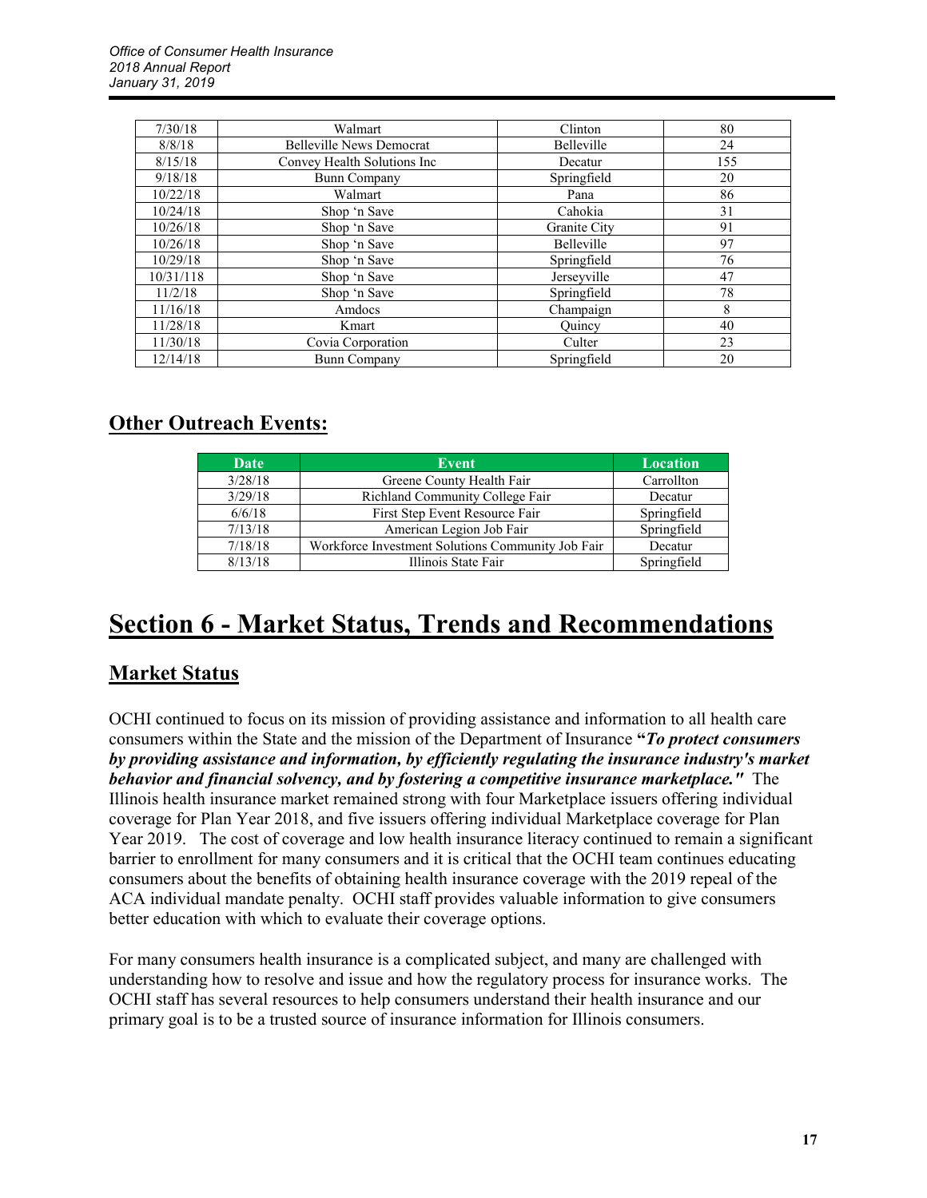| 7/30/18 | Walmart | Clinton | 80 |
|---|---|---|---|
| 8/8/18 | Belleville News Democrat | Belleville | 24 |
| 8/15/18 | Convey Health Solutions Inc | Decatur | 155 |
| 9/18/18 | Bunn Company | Springfield | 20 |
| 10/22/18 | Walmart | Pana | 86 |
| 10/24/18 | Shop 'n Save | Cahokia | 31 |
| 10/26/18 | Shop 'n Save | Granite City | 91 |
| 10/26/18 | Shop 'n Save | Belleville | 97 |
| 10/29/18 | Shop 'n Save | Springfield | 76 |
| 10/31/118 | Shop 'n Save | Jerseyville | 47 |
| 11/2/18 | Shop 'n Save | Springfield | 78 |
| 11/16/18 | Amdocs | Champaign | 8 |
| 11/28/18 | Kmart | Quincy | 40 |
| 11/30/18 | Covia Corporation | Culter | 23 |
| 12/14/18 | Bunn Company | Springfield | 20 |

## Other Outreach Events:

| Date | Event | Location |
|---|---|---|
| 3/28/18 | Greene County Health Fair | Carrollton |
| 3/29/18 | Richland Community College Fair | Decatur |
| 6/6/18 | First Step Event Resource Fair | Springfield |
| 7/13/18 | American Legion Job Fair | Springfield |
| 7/18/18 | Workforce Investment Solutions Community Job Fair | Decatur |
| 8/13/18 | Illinois State Fair | Springfield |

# Section 6 - Market Status, Trends and Recommendations

## Market Status

OCHI continued to focus on its mission of providing assistance and information to all health care consumers within the State and the mission of the Department of Insurance **"*To protect consumers by providing assistance and information, by efficiently regulating the insurance industry's market behavior and financial solvency, and by fostering a competitive insurance marketplace."*** The Illinois health insurance market remained strong with four Marketplace issuers offering individual coverage for Plan Year 2018, and five issuers offering individual Marketplace coverage for Plan Year 2019. The cost of coverage and low health insurance literacy continued to remain a significant barrier to enrollment for many consumers and it is critical that the OCHI team continues educating consumers about the benefits of obtaining health insurance coverage with the 2019 repeal of the ACA individual mandate penalty. OCHI staff provides valuable information to give consumers better education with which to evaluate their coverage options.

For many consumers health insurance is a complicated subject, and many are challenged with understanding how to resolve and issue and how the regulatory process for insurance works. The OCHI staff has several resources to help consumers understand their health insurance and our primary goal is to be a trusted source of insurance information for Illinois consumers.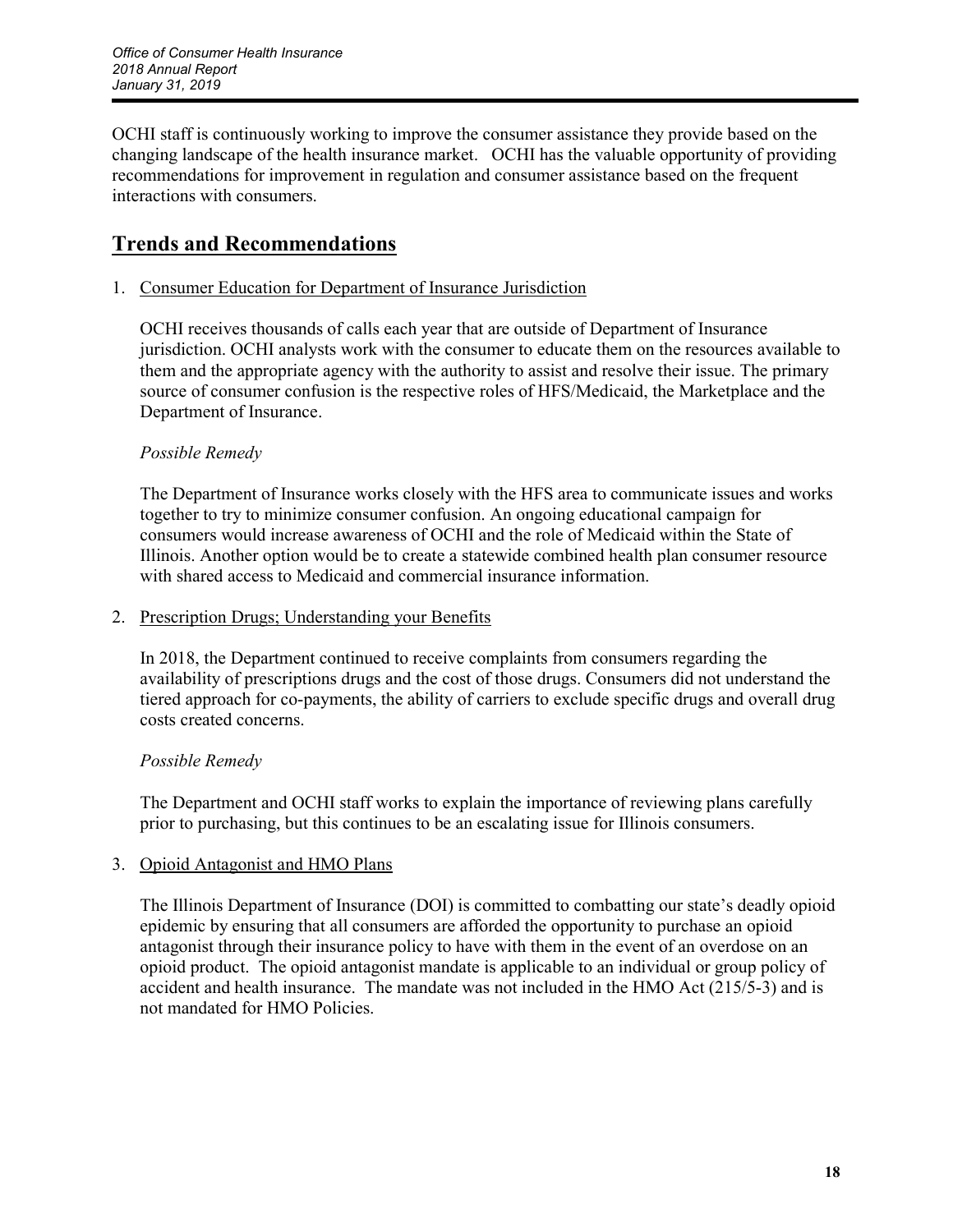OCHI staff is continuously working to improve the consumer assistance they provide based on the changing landscape of the health insurance market. OCHI has the valuable opportunity of providing recommendations for improvement in regulation and consumer assistance based on the frequent interactions with consumers.

## Trends and Recommendations

1. Consumer Education for Department of Insurance Jurisdiction

   OCHI receives thousands of calls each year that are outside of Department of Insurance jurisdiction. OCHI analysts work with the consumer to educate them on the resources available to them and the appropriate agency with the authority to assist and resolve their issue. The primary source of consumer confusion is the respective roles of HFS/Medicaid, the Marketplace and the Department of Insurance.

   *Possible Remedy*

   The Department of Insurance works closely with the HFS area to communicate issues and works together to try to minimize consumer confusion. An ongoing educational campaign for consumers would increase awareness of OCHI and the role of Medicaid within the State of Illinois. Another option would be to create a statewide combined health plan consumer resource with shared access to Medicaid and commercial insurance information.

2. Prescription Drugs; Understanding your Benefits

   In 2018, the Department continued to receive complaints from consumers regarding the availability of prescriptions drugs and the cost of those drugs. Consumers did not understand the tiered approach for co-payments, the ability of carriers to exclude specific drugs and overall drug costs created concerns.

   *Possible Remedy*

   The Department and OCHI staff works to explain the importance of reviewing plans carefully prior to purchasing, but this continues to be an escalating issue for Illinois consumers.

3. Opioid Antagonist and HMO Plans

   The Illinois Department of Insurance (DOI) is committed to combatting our state's deadly opioid epidemic by ensuring that all consumers are afforded the opportunity to purchase an opioid antagonist through their insurance policy to have with them in the event of an overdose on an opioid product. The opioid antagonist mandate is applicable to an individual or group policy of accident and health insurance. The mandate was not included in the HMO Act (215/5-3) and is not mandated for HMO Policies.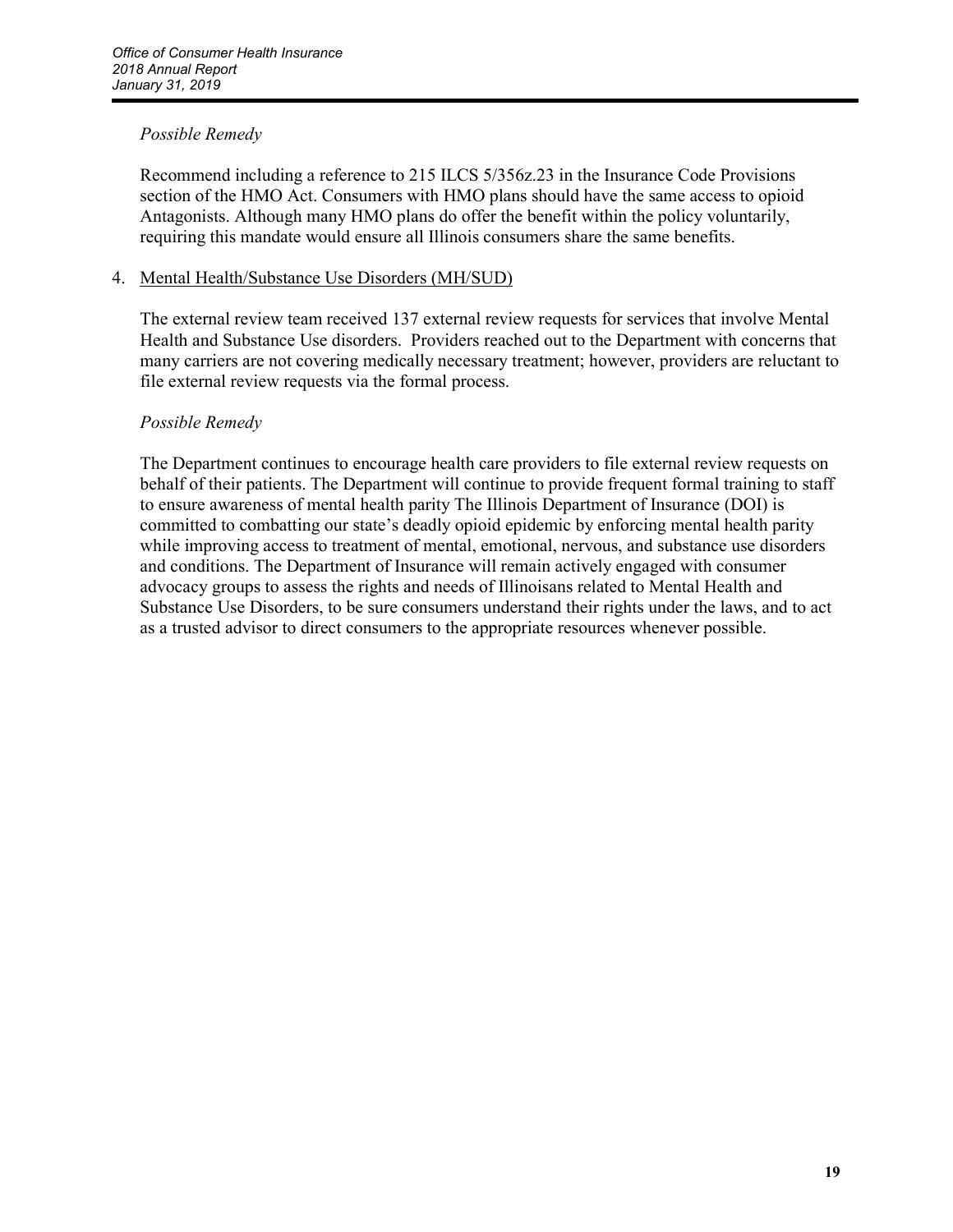*Possible Remedy*

Recommend including a reference to 215 ILCS 5/356z.23 in the Insurance Code Provisions section of the HMO Act. Consumers with HMO plans should have the same access to opioid Antagonists. Although many HMO plans do offer the benefit within the policy voluntarily, requiring this mandate would ensure all Illinois consumers share the same benefits.

4. Mental Health/Substance Use Disorders (MH/SUD)

   The external review team received 137 external review requests for services that involve Mental Health and Substance Use disorders. Providers reached out to the Department with concerns that many carriers are not covering medically necessary treatment; however, providers are reluctant to file external review requests via the formal process.

   *Possible Remedy*

   The Department continues to encourage health care providers to file external review requests on behalf of their patients. The Department will continue to provide frequent formal training to staff to ensure awareness of mental health parity The Illinois Department of Insurance (DOI) is committed to combatting our state's deadly opioid epidemic by enforcing mental health parity while improving access to treatment of mental, emotional, nervous, and substance use disorders and conditions. The Department of Insurance will remain actively engaged with consumer advocacy groups to assess the rights and needs of Illinoisans related to Mental Health and Substance Use Disorders, to be sure consumers understand their rights under the laws, and to act as a trusted advisor to direct consumers to the appropriate resources whenever possible.